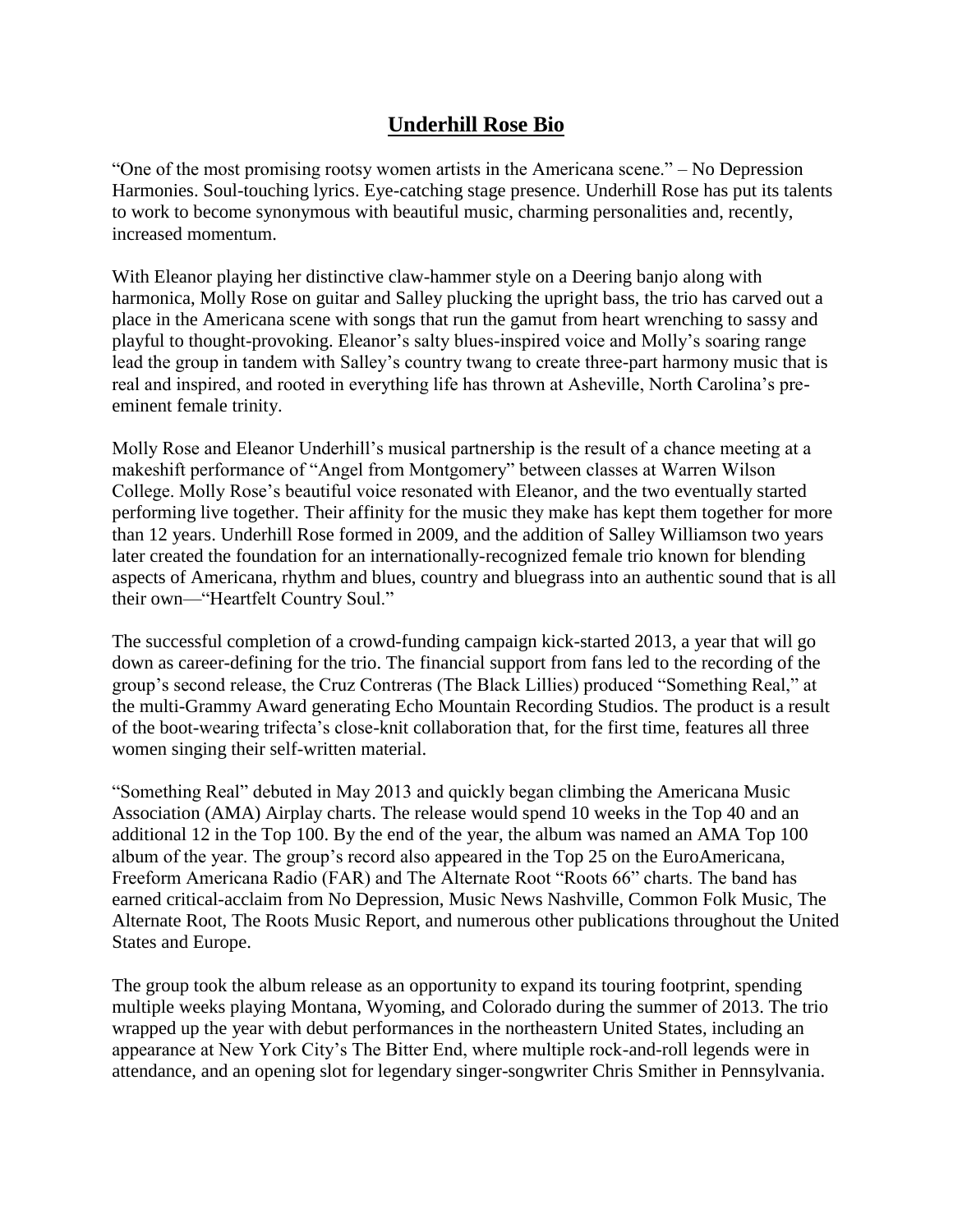## Underhill Rose Bio

"One of the most promising rootsy women artists in the Americana scene." – No Depression
Harmonies. Soul-touching lyrics. Eye-catching stage presence. Underhill Rose has put its talents to work to become synonymous with beautiful music, charming personalities and, recently, increased momentum.

With Eleanor playing her distinctive claw-hammer style on a Deering banjo along with harmonica, Molly Rose on guitar and Salley plucking the upright bass, the trio has carved out a place in the Americana scene with songs that run the gamut from heart wrenching to sassy and playful to thought-provoking. Eleanor's salty blues-inspired voice and Molly's soaring range lead the group in tandem with Salley's country twang to create three-part harmony music that is real and inspired, and rooted in everything life has thrown at Asheville, North Carolina's pre-eminent female trinity.

Molly Rose and Eleanor Underhill's musical partnership is the result of a chance meeting at a makeshift performance of "Angel from Montgomery" between classes at Warren Wilson College. Molly Rose's beautiful voice resonated with Eleanor, and the two eventually started performing live together. Their affinity for the music they make has kept them together for more than 12 years. Underhill Rose formed in 2009, and the addition of Salley Williamson two years later created the foundation for an internationally-recognized female trio known for blending aspects of Americana, rhythm and blues, country and bluegrass into an authentic sound that is all their own—"Heartfelt Country Soul."

The successful completion of a crowd-funding campaign kick-started 2013, a year that will go down as career-defining for the trio. The financial support from fans led to the recording of the group's second release, the Cruz Contreras (The Black Lillies) produced "Something Real," at the multi-Grammy Award generating Echo Mountain Recording Studios. The product is a result of the boot-wearing trifecta's close-knit collaboration that, for the first time, features all three women singing their self-written material.

"Something Real" debuted in May 2013 and quickly began climbing the Americana Music Association (AMA) Airplay charts. The release would spend 10 weeks in the Top 40 and an additional 12 in the Top 100. By the end of the year, the album was named an AMA Top 100 album of the year. The group's record also appeared in the Top 25 on the EuroAmericana, Freeform Americana Radio (FAR) and The Alternate Root "Roots 66" charts. The band has earned critical-acclaim from No Depression, Music News Nashville, Common Folk Music, The Alternate Root, The Roots Music Report, and numerous other publications throughout the United States and Europe.

The group took the album release as an opportunity to expand its touring footprint, spending multiple weeks playing Montana, Wyoming, and Colorado during the summer of 2013. The trio wrapped up the year with debut performances in the northeastern United States, including an appearance at New York City's The Bitter End, where multiple rock-and-roll legends were in attendance, and an opening slot for legendary singer-songwriter Chris Smither in Pennsylvania.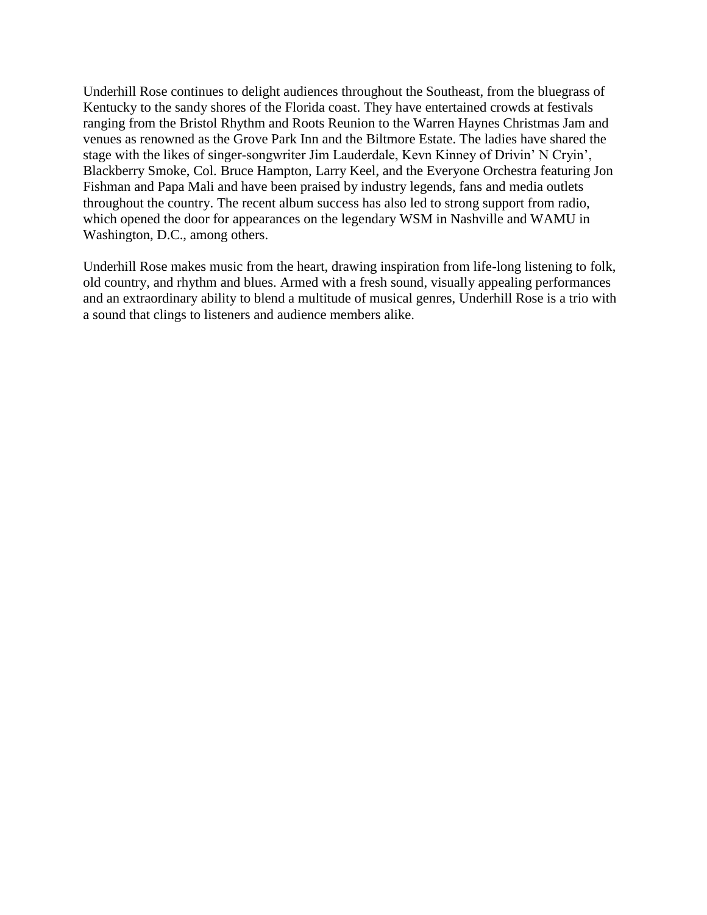Underhill Rose continues to delight audiences throughout the Southeast, from the bluegrass of Kentucky to the sandy shores of the Florida coast. They have entertained crowds at festivals ranging from the Bristol Rhythm and Roots Reunion to the Warren Haynes Christmas Jam and venues as renowned as the Grove Park Inn and the Biltmore Estate. The ladies have shared the stage with the likes of singer-songwriter Jim Lauderdale, Kevn Kinney of Drivin' N Cryin', Blackberry Smoke, Col. Bruce Hampton, Larry Keel, and the Everyone Orchestra featuring Jon Fishman and Papa Mali and have been praised by industry legends, fans and media outlets throughout the country. The recent album success has also led to strong support from radio, which opened the door for appearances on the legendary WSM in Nashville and WAMU in Washington, D.C., among others.

Underhill Rose makes music from the heart, drawing inspiration from life-long listening to folk, old country, and rhythm and blues. Armed with a fresh sound, visually appealing performances and an extraordinary ability to blend a multitude of musical genres, Underhill Rose is a trio with a sound that clings to listeners and audience members alike.